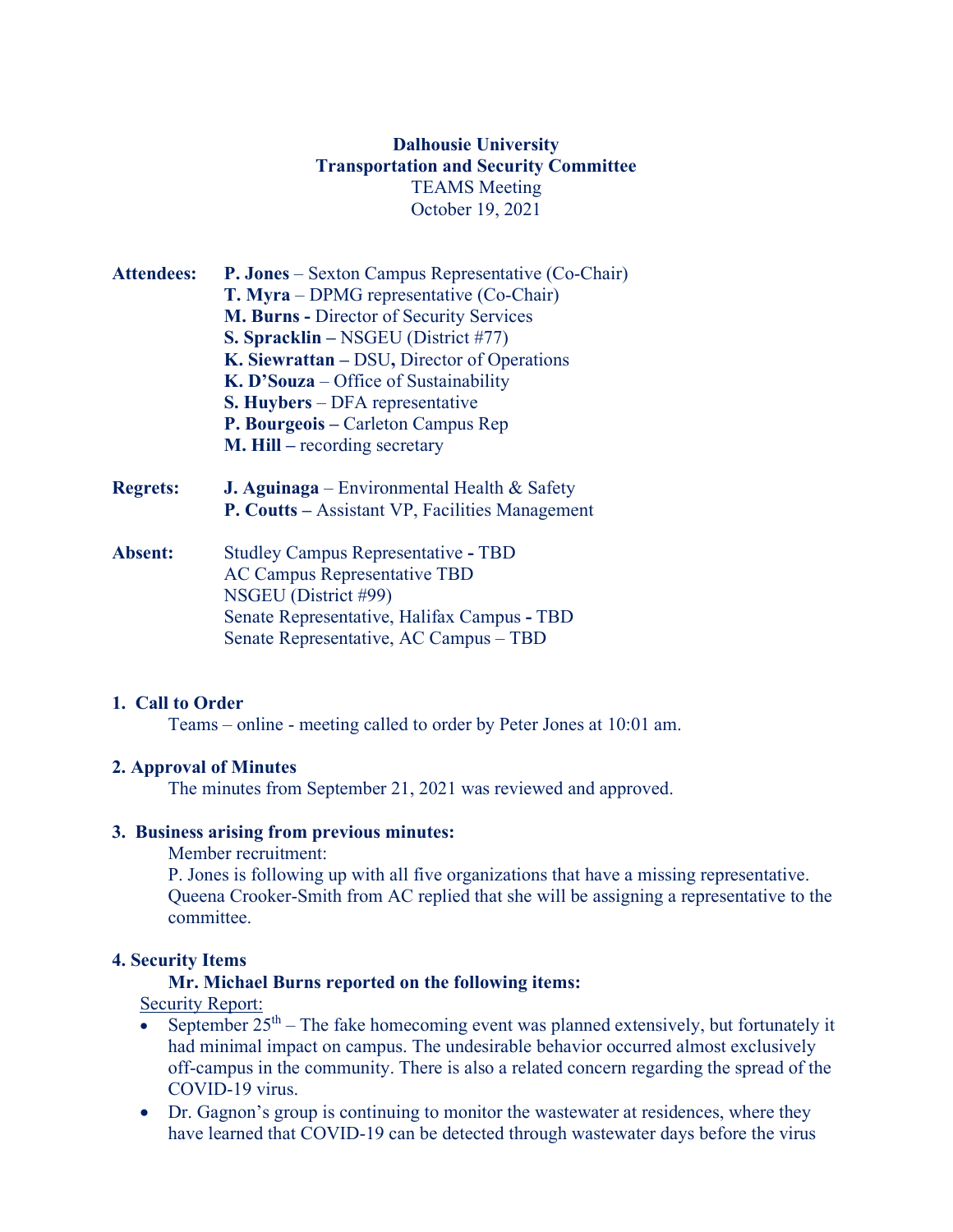**Dalhousie University**
**Transportation and Security Committee**
TEAMS Meeting
October 19, 2021

**Attendees:**
- **P. Jones** – Sexton Campus Representative (Co-Chair)
- **T. Myra** – DPMG representative (Co-Chair)
- **M. Burns -** Director of Security Services
- **S. Spracklin –** NSGEU (District #77)
- **K. Siewrattan – DSU,** Director of Operations
- **K. D'Souza** – Office of Sustainability
- **S. Huybers** – DFA representative
- **P. Bourgeois –** Carleton Campus Rep
- **M. Hill –** recording secretary

**Regrets:**
- **J. Aguinaga** – Environmental Health & Safety
- **P. Coutts –** Assistant VP, Facilities Management

**Absent:**
- Studley Campus Representative **-** TBD
- AC Campus Representative TBD
- NSGEU (District #99)
- Senate Representative, Halifax Campus **-** TBD
- Senate Representative, AC Campus – TBD

## 1. Call to Order

Teams – online - meeting called to order by Peter Jones at 10:01 am.

## 2. Approval of Minutes

The minutes from September 21, 2021 was reviewed and approved.

## 3. Business arising from previous minutes:

Member recruitment:
P. Jones is following up with all five organizations that have a missing representative. Queena Crooker-Smith from AC replied that she will be assigning a representative to the committee.

## 4. Security Items

**Mr. Michael Burns reported on the following items:**

Security Report:

- September 25th – The fake homecoming event was planned extensively, but fortunately it had minimal impact on campus. The undesirable behavior occurred almost exclusively off-campus in the community. There is also a related concern regarding the spread of the COVID-19 virus.
- Dr. Gagnon's group is continuing to monitor the wastewater at residences, where they have learned that COVID-19 can be detected through wastewater days before the virus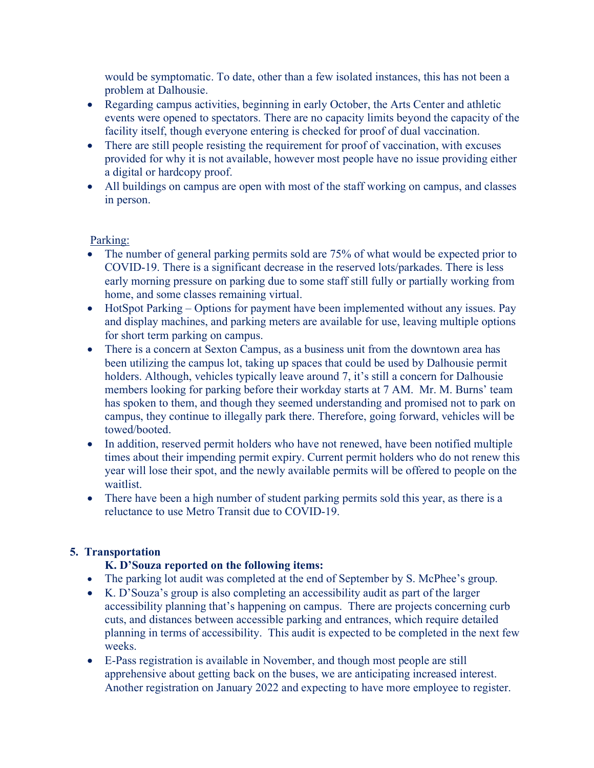would be symptomatic. To date, other than a few isolated instances, this has not been a problem at Dalhousie.

- Regarding campus activities, beginning in early October, the Arts Center and athletic events were opened to spectators. There are no capacity limits beyond the capacity of the facility itself, though everyone entering is checked for proof of dual vaccination.
- There are still people resisting the requirement for proof of vaccination, with excuses provided for why it is not available, however most people have no issue providing either a digital or hardcopy proof.
- All buildings on campus are open with most of the staff working on campus, and classes in person.

Parking:

- The number of general parking permits sold are 75% of what would be expected prior to COVID-19. There is a significant decrease in the reserved lots/parkades. There is less early morning pressure on parking due to some staff still fully or partially working from home, and some classes remaining virtual.
- HotSpot Parking – Options for payment have been implemented without any issues. Pay and display machines, and parking meters are available for use, leaving multiple options for short term parking on campus.
- There is a concern at Sexton Campus, as a business unit from the downtown area has been utilizing the campus lot, taking up spaces that could be used by Dalhousie permit holders. Although, vehicles typically leave around 7, it's still a concern for Dalhousie members looking for parking before their workday starts at 7 AM. Mr. M. Burns' team has spoken to them, and though they seemed understanding and promised not to park on campus, they continue to illegally park there. Therefore, going forward, vehicles will be towed/booted.
- In addition, reserved permit holders who have not renewed, have been notified multiple times about their impending permit expiry. Current permit holders who do not renew this year will lose their spot, and the newly available permits will be offered to people on the waitlist.
- There have been a high number of student parking permits sold this year, as there is a reluctance to use Metro Transit due to COVID-19.

## 5. Transportation

**K. D'Souza reported on the following items:**

- The parking lot audit was completed at the end of September by S. McPhee's group.
- K. D'Souza's group is also completing an accessibility audit as part of the larger accessibility planning that's happening on campus. There are projects concerning curb cuts, and distances between accessible parking and entrances, which require detailed planning in terms of accessibility. This audit is expected to be completed in the next few weeks.
- E-Pass registration is available in November, and though most people are still apprehensive about getting back on the buses, we are anticipating increased interest. Another registration on January 2022 and expecting to have more employee to register.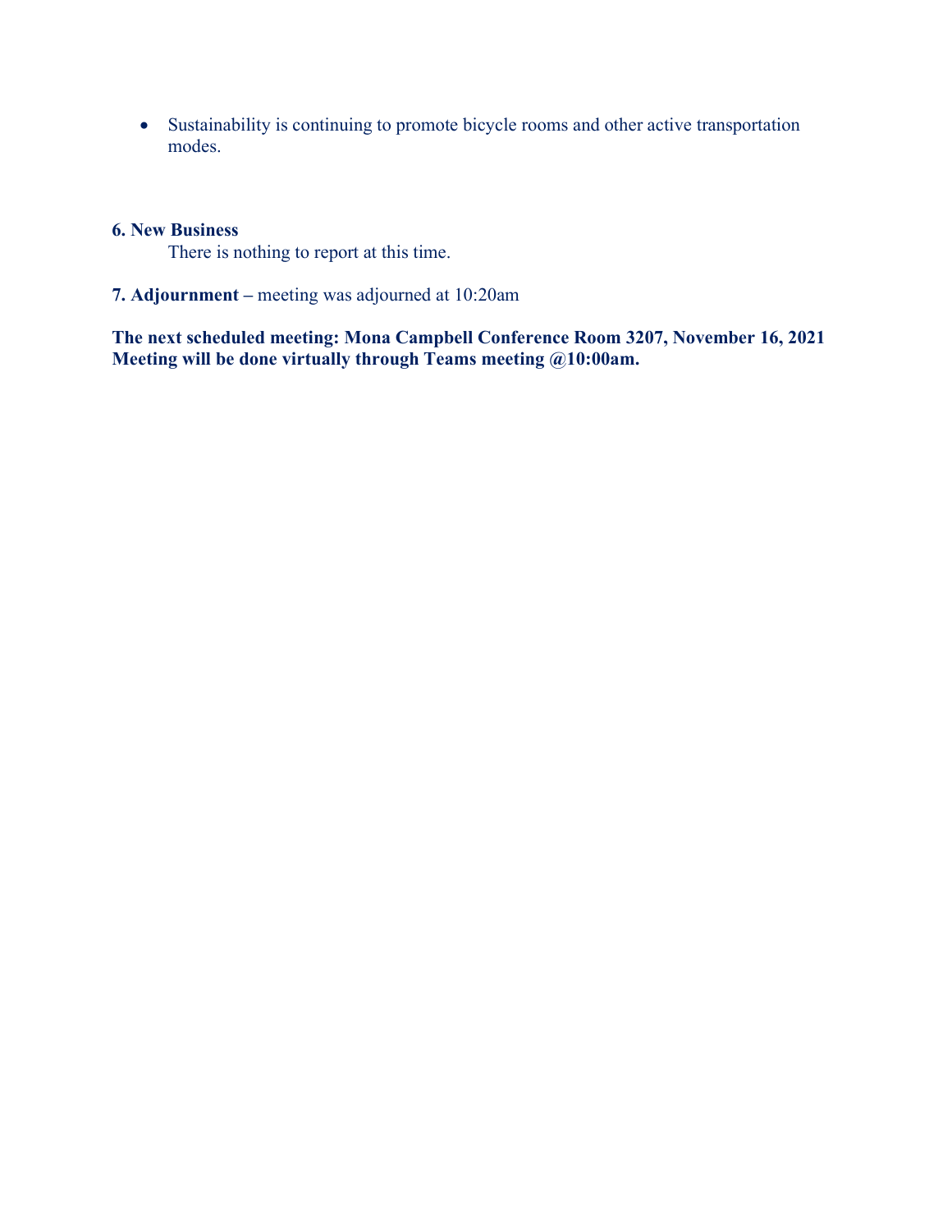- Sustainability is continuing to promote bicycle rooms and other active transportation modes.

**6. New Business**

There is nothing to report at this time.

**7. Adjournment –** meeting was adjourned at 10:20am

**The next scheduled meeting: Mona Campbell Conference Room 3207, November 16, 2021 Meeting will be done virtually through Teams meeting @10:00am.**